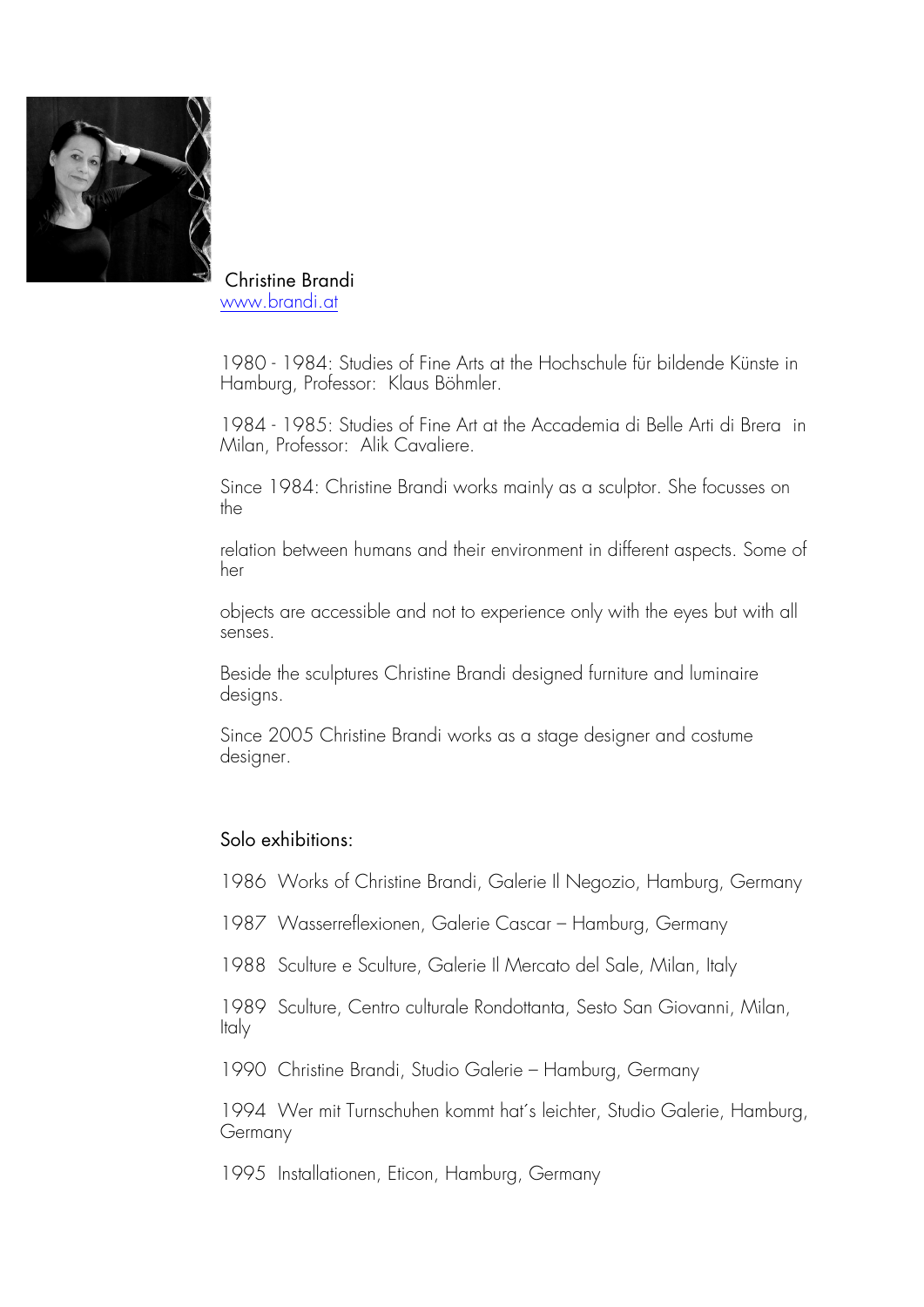Christine Brandi
www.brandi.at

1980 - 1984: Studies of Fine Arts at the Hochschule für bildende Künste in Hamburg, Professor: Klaus Böhmler.

1984 - 1985: Studies of Fine Art at the Accademia di Belle Arti di Brera in Milan, Professor: Alik Cavaliere.

Since 1984: Christine Brandi works mainly as a sculptor. She focusses on the

relation between humans and their environment in different aspects. Some of her

objects are accessible and not to experience only with the eyes but with all senses.

Beside the sculptures Christine Brandi designed furniture and luminaire designs.

Since 2005 Christine Brandi works as a stage designer and costume designer.

## Solo exhibitions:

1986 Works of Christine Brandi, Galerie Il Negozio, Hamburg, Germany

1987 Wasserreflexionen, Galerie Cascar – Hamburg, Germany

1988 Sculture e Sculture, Galerie Il Mercato del Sale, Milan, Italy

1989 Sculture, Centro culturale Rondottanta, Sesto San Giovanni, Milan, Italy

1990 Christine Brandi, Studio Galerie – Hamburg, Germany

1994 Wer mit Turnschuhen kommt hat´s leichter, Studio Galerie, Hamburg, Germany

1995 Installationen, Eticon, Hamburg, Germany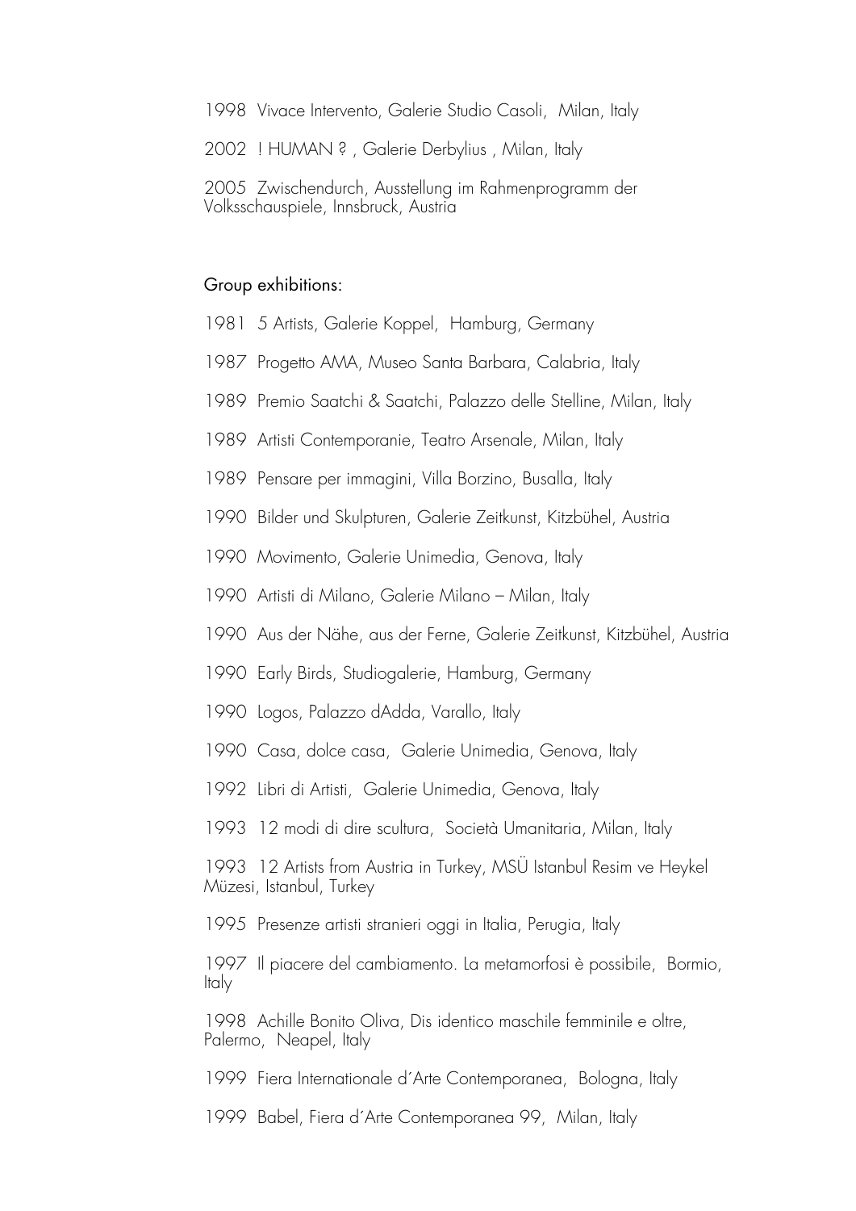1998 Vivace Intervento, Galerie Studio Casoli, Milan, Italy

2002 ! HUMAN ? , Galerie Derbylius , Milan, Italy

2005 Zwischendurch, Ausstellung im Rahmenprogramm der Volksschauspiele, Innsbruck, Austria

Group exhibitions:

1981 5 Artists, Galerie Koppel, Hamburg, Germany

1987 Progetto AMA, Museo Santa Barbara, Calabria, Italy

1989 Premio Saatchi & Saatchi, Palazzo delle Stelline, Milan, Italy

1989 Artisti Contemporanie, Teatro Arsenale, Milan, Italy

1989 Pensare per immagini, Villa Borzino, Busalla, Italy

1990 Bilder und Skulpturen, Galerie Zeitkunst, Kitzbühel, Austria

1990 Movimento, Galerie Unimedia, Genova, Italy

1990 Artisti di Milano, Galerie Milano – Milan, Italy

1990 Aus der Nähe, aus der Ferne, Galerie Zeitkunst, Kitzbühel, Austria

1990 Early Birds, Studiogalerie, Hamburg, Germany

1990 Logos, Palazzo dAdda, Varallo, Italy

1990 Casa, dolce casa, Galerie Unimedia, Genova, Italy

1992 Libri di Artisti, Galerie Unimedia, Genova, Italy

1993 12 modi di dire scultura, Società Umanitaria, Milan, Italy

1993 12 Artists from Austria in Turkey, MSÜ Istanbul Resim ve Heykel Müzesi, Istanbul, Turkey

1995 Presenze artisti stranieri oggi in Italia, Perugia, Italy

1997 Il piacere del cambiamento. La metamorfosi è possibile, Bormio, Italy

1998 Achille Bonito Oliva, Dis identico maschile femminile e oltre, Palermo, Neapel, Italy

1999 Fiera Internationale d´Arte Contemporanea, Bologna, Italy

1999 Babel, Fiera d´Arte Contemporanea 99, Milan, Italy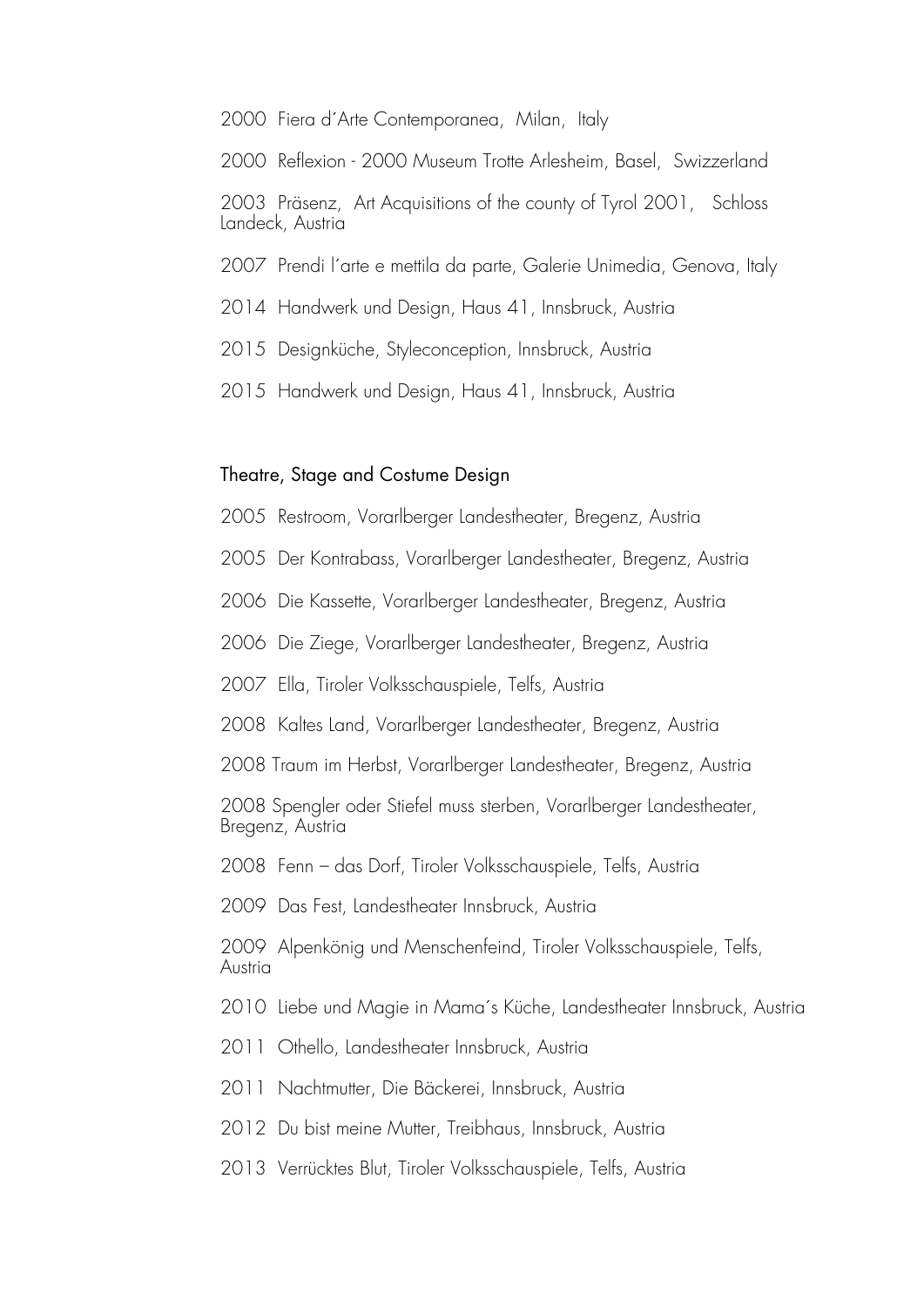2000 Fiera d´Arte Contemporanea, Milan, Italy

2000 Reflexion - 2000 Museum Trotte Arlesheim, Basel, Swizzerland

2003 Präsenz, Art Acquisitions of the county of Tyrol 2001, Schloss Landeck, Austria

2007 Prendi l´arte e mettila da parte, Galerie Unimedia, Genova, Italy

2014 Handwerk und Design, Haus 41, Innsbruck, Austria

2015 Designküche, Styleconception, Innsbruck, Austria

2015 Handwerk und Design, Haus 41, Innsbruck, Austria

## Theatre, Stage and Costume Design

2005 Restroom, Vorarlberger Landestheater, Bregenz, Austria

2005 Der Kontrabass, Vorarlberger Landestheater, Bregenz, Austria

2006 Die Kassette, Vorarlberger Landestheater, Bregenz, Austria

2006 Die Ziege, Vorarlberger Landestheater, Bregenz, Austria

2007 Ella, Tiroler Volksschauspiele, Telfs, Austria

2008 Kaltes Land, Vorarlberger Landestheater, Bregenz, Austria

2008 Traum im Herbst, Vorarlberger Landestheater, Bregenz, Austria

2008 Spengler oder Stiefel muss sterben, Vorarlberger Landestheater, Bregenz, Austria

2008 Fenn – das Dorf, Tiroler Volksschauspiele, Telfs, Austria

2009 Das Fest, Landestheater Innsbruck, Austria

2009 Alpenkönig und Menschenfeind, Tiroler Volksschauspiele, Telfs, Austria

2010 Liebe und Magie in Mama´s Küche, Landestheater Innsbruck, Austria

2011 Othello, Landestheater Innsbruck, Austria

2011 Nachtmutter, Die Bäckerei, Innsbruck, Austria

2012 Du bist meine Mutter, Treibhaus, Innsbruck, Austria

2013 Verrücktes Blut, Tiroler Volksschauspiele, Telfs, Austria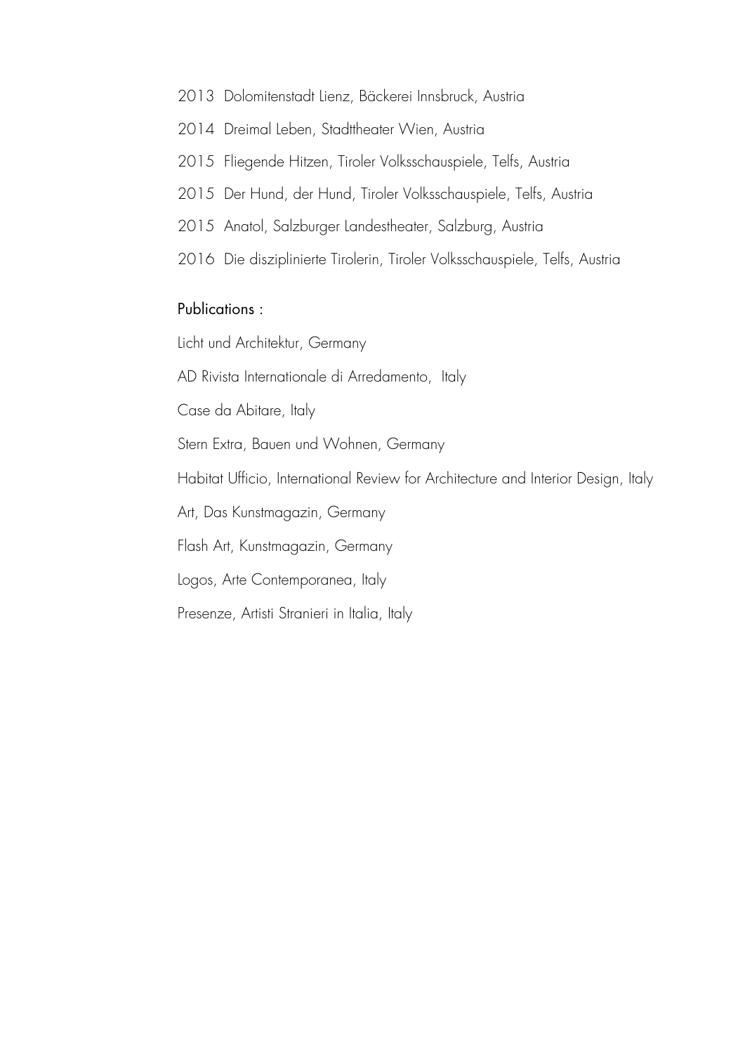2013 Dolomitenstadt Lienz, Bäckerei Innsbruck, Austria

2014 Dreimal Leben, Stadttheater Wien, Austria

2015 Fliegende Hitzen, Tiroler Volksschauspiele, Telfs, Austria

2015 Der Hund, der Hund, Tiroler Volksschauspiele, Telfs, Austria

2015 Anatol, Salzburger Landestheater, Salzburg, Austria

2016 Die disziplinierte Tirolerin, Tiroler Volksschauspiele, Telfs, Austria

Publications :

Licht und Architektur, Germany

AD Rivista Internationale di Arredamento, Italy

Case da Abitare, Italy

Stern Extra, Bauen und Wohnen, Germany

Habitat Ufficio, International Review for Architecture and Interior Design, Italy

Art, Das Kunstmagazin, Germany

Flash Art, Kunstmagazin, Germany

Logos, Arte Contemporanea, Italy

Presenze, Artisti Stranieri in Italia, Italy